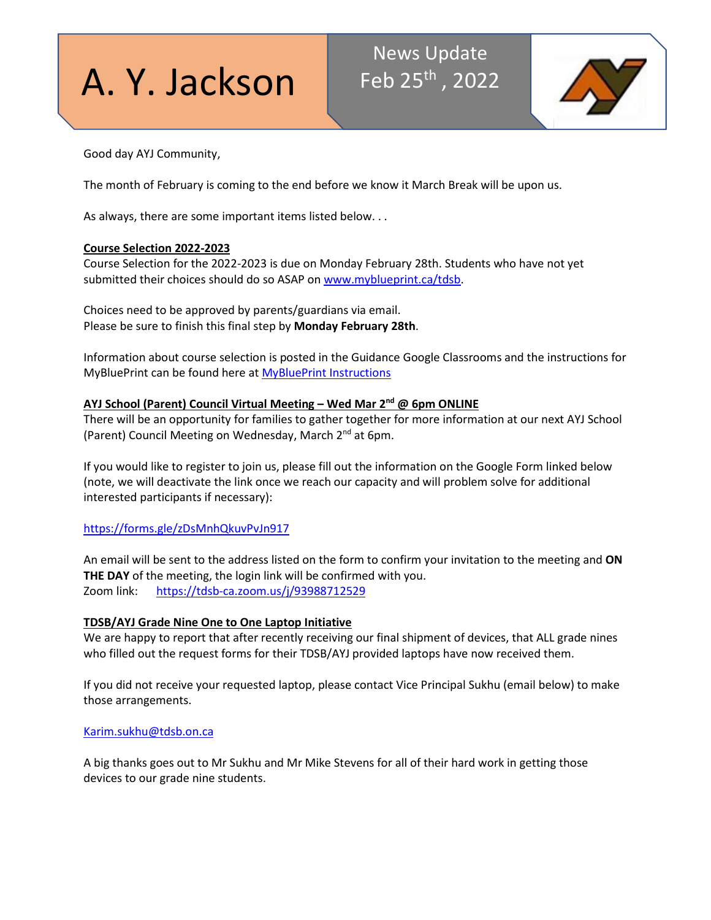# A. Y. Jackson

News Update
Feb 25th, 2022

Good day AYJ Community,

The month of February is coming to the end before we know it March Break will be upon us.

As always, there are some important items listed below. . .

**Course Selection 2022-2023**

Course Selection for the 2022-2023 is due on Monday February 28th. Students who have not yet submitted their choices should do so ASAP on www.myblueprint.ca/tdsb.

Choices need to be approved by parents/guardians via email.
Please be sure to finish this final step by **Monday February 28th**.

Information about course selection is posted in the Guidance Google Classrooms and the instructions for MyBluePrint can be found here at MyBluePrint Instructions

**AYJ School (Parent) Council Virtual Meeting – Wed Mar 2nd @ 6pm ONLINE**

There will be an opportunity for families to gather together for more information at our next AYJ School (Parent) Council Meeting on Wednesday, March 2nd at 6pm.

If you would like to register to join us, please fill out the information on the Google Form linked below (note, we will deactivate the link once we reach our capacity and will problem solve for additional interested participants if necessary):

https://forms.gle/zDsMnhQkuvPvJn917

An email will be sent to the address listed on the form to confirm your invitation to the meeting and **ON THE DAY** of the meeting, the login link will be confirmed with you.
Zoom link: https://tdsb-ca.zoom.us/j/93988712529

**TDSB/AYJ Grade Nine One to One Laptop Initiative**

We are happy to report that after recently receiving our final shipment of devices, that ALL grade nines who filled out the request forms for their TDSB/AYJ provided laptops have now received them.

If you did not receive your requested laptop, please contact Vice Principal Sukhu (email below) to make those arrangements.

Karim.sukhu@tdsb.on.ca

A big thanks goes out to Mr Sukhu and Mr Mike Stevens for all of their hard work in getting those devices to our grade nine students.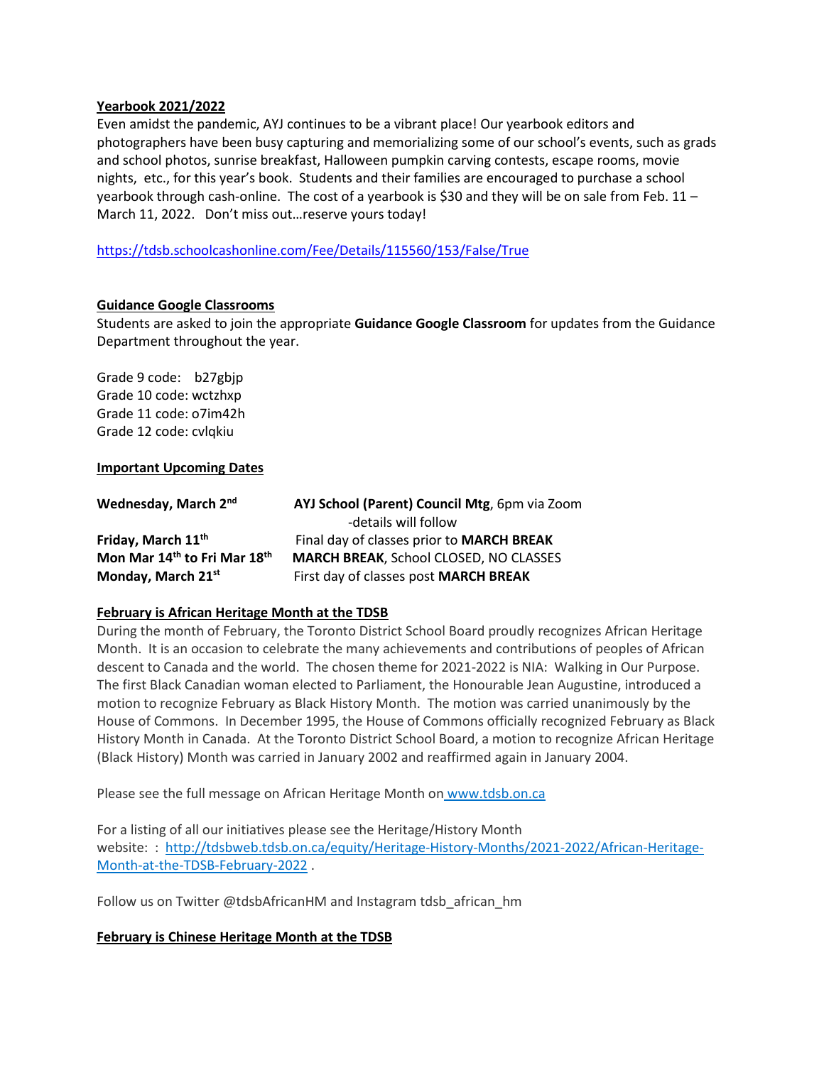**Yearbook 2021/2022**

Even amidst the pandemic, AYJ continues to be a vibrant place! Our yearbook editors and photographers have been busy capturing and memorializing some of our school's events, such as grads and school photos, sunrise breakfast, Halloween pumpkin carving contests, escape rooms, movie nights, etc., for this year's book. Students and their families are encouraged to purchase a school yearbook through cash-online. The cost of a yearbook is $30 and they will be on sale from Feb. 11 – March 11, 2022. Don't miss out…reserve yours today!

https://tdsb.schoolcashonline.com/Fee/Details/115560/153/False/True

**Guidance Google Classrooms**

Students are asked to join the appropriate **Guidance Google Classroom** for updates from the Guidance Department throughout the year.

Grade 9 code: b27gbjp
Grade 10 code: wctzhxp
Grade 11 code: o7im42h
Grade 12 code: cvlqkiu

**Important Upcoming Dates**

| | |
|---|---|
| **Wednesday, March 2nd** | **AYJ School (Parent) Council Mtg**, 6pm via Zoom -details will follow |
| **Friday, March 11th** | Final day of classes prior to **MARCH BREAK** |
| **Mon Mar 14th to Fri Mar 18th** | **MARCH BREAK**, School CLOSED, NO CLASSES |
| **Monday, March 21st** | First day of classes post **MARCH BREAK** |

**February is African Heritage Month at the TDSB**

During the month of February, the Toronto District School Board proudly recognizes African Heritage Month. It is an occasion to celebrate the many achievements and contributions of peoples of African descent to Canada and the world. The chosen theme for 2021-2022 is NIA: Walking in Our Purpose. The first Black Canadian woman elected to Parliament, the Honourable Jean Augustine, introduced a motion to recognize February as Black History Month. The motion was carried unanimously by the House of Commons. In December 1995, the House of Commons officially recognized February as Black History Month in Canada. At the Toronto District School Board, a motion to recognize African Heritage (Black History) Month was carried in January 2002 and reaffirmed again in January 2004.

Please see the full message on African Heritage Month on www.tdsb.on.ca

For a listing of all our initiatives please see the Heritage/History Month website: : http://tdsbweb.tdsb.on.ca/equity/Heritage-History-Months/2021-2022/African-Heritage-Month-at-the-TDSB-February-2022 .

Follow us on Twitter @tdsbAfricanHM and Instagram tdsb_african_hm

**February is Chinese Heritage Month at the TDSB**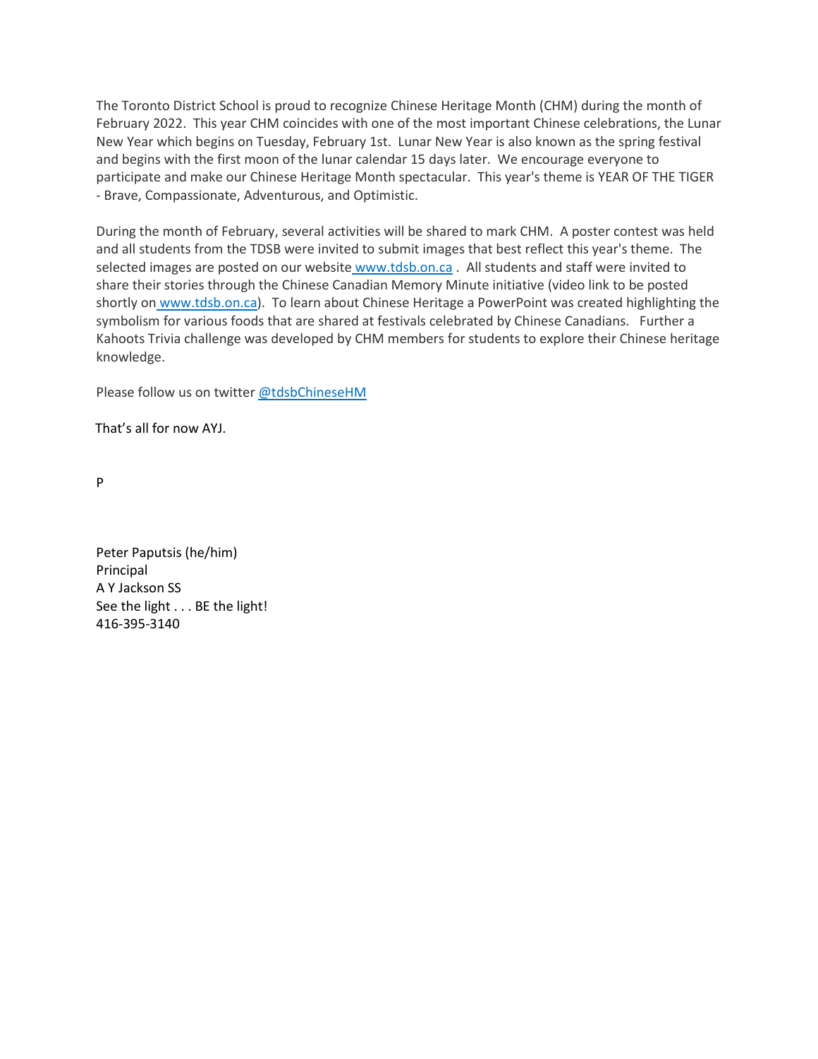The Toronto District School is proud to recognize Chinese Heritage Month (CHM) during the month of February 2022. This year CHM coincides with one of the most important Chinese celebrations, the Lunar New Year which begins on Tuesday, February 1st. Lunar New Year is also known as the spring festival and begins with the first moon of the lunar calendar 15 days later. We encourage everyone to participate and make our Chinese Heritage Month spectacular. This year's theme is YEAR OF THE TIGER - Brave, Compassionate, Adventurous, and Optimistic.

During the month of February, several activities will be shared to mark CHM. A poster contest was held and all students from the TDSB were invited to submit images that best reflect this year's theme. The selected images are posted on our website www.tdsb.on.ca . All students and staff were invited to share their stories through the Chinese Canadian Memory Minute initiative (video link to be posted shortly on www.tdsb.on.ca). To learn about Chinese Heritage a PowerPoint was created highlighting the symbolism for various foods that are shared at festivals celebrated by Chinese Canadians. Further a Kahoots Trivia challenge was developed by CHM members for students to explore their Chinese heritage knowledge.

Please follow us on twitter @tdsbChineseHM

That's all for now AYJ.

P

Peter Paputsis (he/him)  
Principal  
A Y Jackson SS  
See the light . . . BE the light!  
416-395-3140